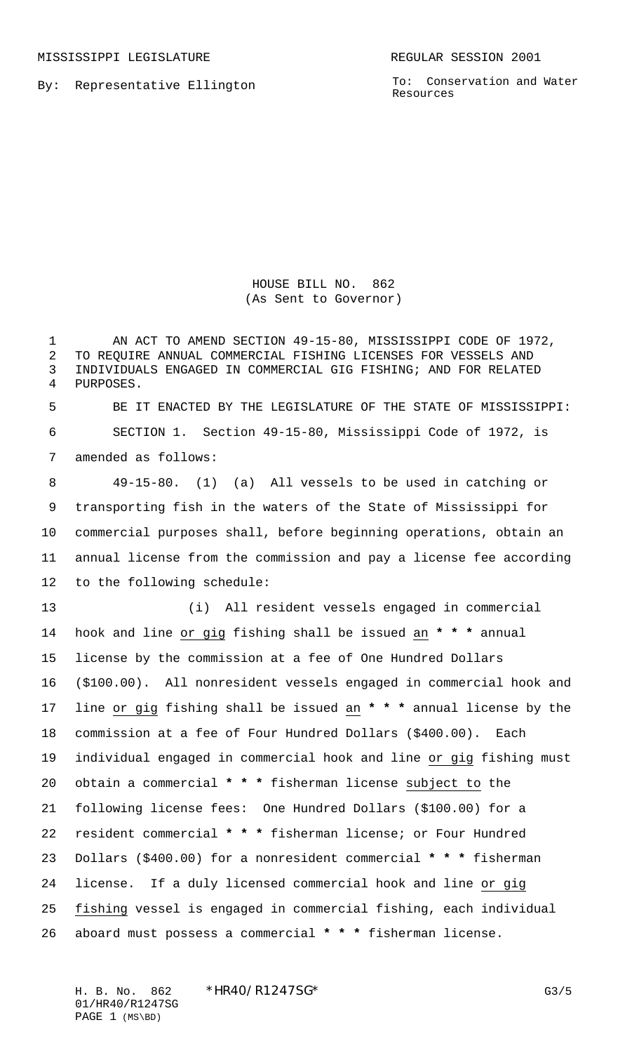MISSISSIPPI LEGISLATURE REGULAR SESSION 2001

By: Representative Ellington

To: Conservation and Water Resources

HOUSE BILL NO. 862
(As Sent to Governor)

AN ACT TO AMEND SECTION 49-15-80, MISSISSIPPI CODE OF 1972, TO REQUIRE ANNUAL COMMERCIAL FISHING LICENSES FOR VESSELS AND INDIVIDUALS ENGAGED IN COMMERCIAL GIG FISHING; AND FOR RELATED PURPOSES.

BE IT ENACTED BY THE LEGISLATURE OF THE STATE OF MISSISSIPPI:

SECTION 1. Section 49-15-80, Mississippi Code of 1972, is amended as follows:

49-15-80. (1) (a) All vessels to be used in catching or transporting fish in the waters of the State of Mississippi for commercial purposes shall, before beginning operations, obtain an annual license from the commission and pay a license fee according to the following schedule:

(i) All resident vessels engaged in commercial hook and line or gig fishing shall be issued an * * * annual license by the commission at a fee of One Hundred Dollars ($100.00). All nonresident vessels engaged in commercial hook and line or gig fishing shall be issued an * * * annual license by the commission at a fee of Four Hundred Dollars ($400.00). Each individual engaged in commercial hook and line or gig fishing must obtain a commercial * * * fisherman license subject to the following license fees: One Hundred Dollars ($100.00) for a resident commercial * * * fisherman license; or Four Hundred Dollars ($400.00) for a nonresident commercial * * * fisherman license. If a duly licensed commercial hook and line or gig fishing vessel is engaged in commercial fishing, each individual aboard must possess a commercial * * * fisherman license.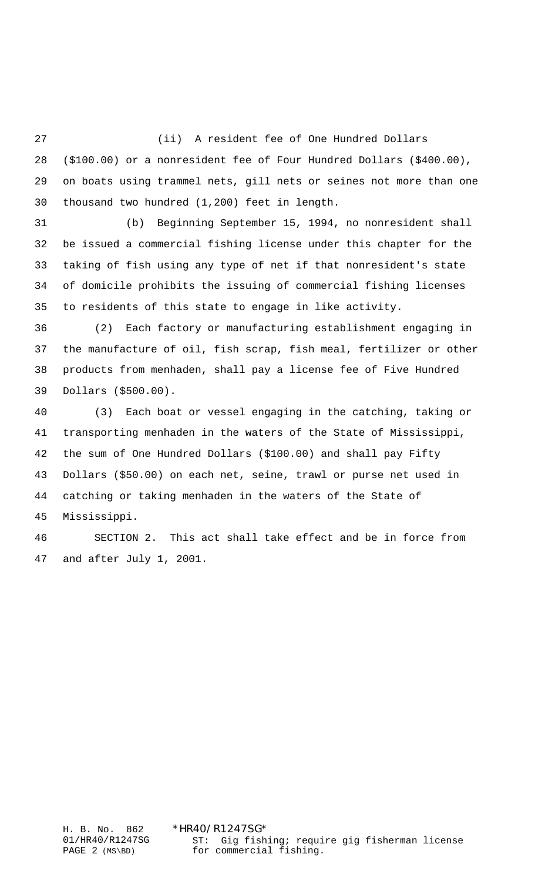(ii) A resident fee of One Hundred Dollars ($100.00) or a nonresident fee of Four Hundred Dollars ($400.00), on boats using trammel nets, gill nets or seines not more than one thousand two hundred (1,200) feet in length.

(b) Beginning September 15, 1994, no nonresident shall be issued a commercial fishing license under this chapter for the taking of fish using any type of net if that nonresident's state of domicile prohibits the issuing of commercial fishing licenses to residents of this state to engage in like activity.

(2) Each factory or manufacturing establishment engaging in the manufacture of oil, fish scrap, fish meal, fertilizer or other products from menhaden, shall pay a license fee of Five Hundred Dollars ($500.00).

(3) Each boat or vessel engaging in the catching, taking or transporting menhaden in the waters of the State of Mississippi, the sum of One Hundred Dollars ($100.00) and shall pay Fifty Dollars ($50.00) on each net, seine, trawl or purse net used in catching or taking menhaden in the waters of the State of Mississippi.

SECTION 2. This act shall take effect and be in force from and after July 1, 2001.